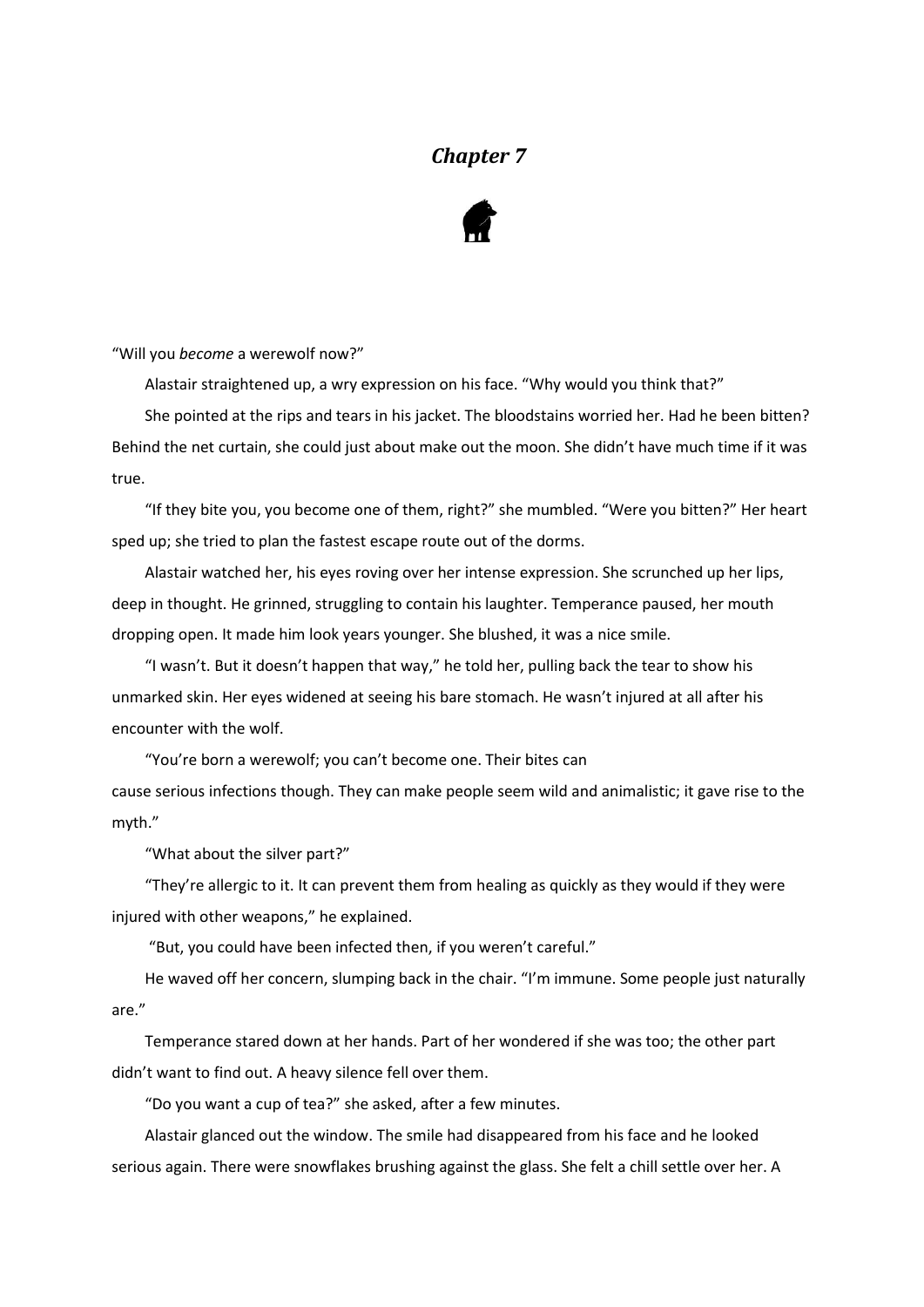# *Chapter 7*

"Will you *become* a werewolf now?"

Alastair straightened up, a wry expression on his face. "Why would you think that?"

She pointed at the rips and tears in his jacket. The bloodstains worried her. Had he been bitten? Behind the net curtain, she could just about make out the moon. She didn't have much time if it was true.

"If they bite you, you become one of them, right?" she mumbled. "Were you bitten?" Her heart sped up; she tried to plan the fastest escape route out of the dorms.

Alastair watched her, his eyes roving over her intense expression. She scrunched up her lips, deep in thought. He grinned, struggling to contain his laughter. Temperance paused, her mouth dropping open. It made him look years younger. She blushed, it was a nice smile.

"I wasn't. But it doesn't happen that way," he told her, pulling back the tear to show his unmarked skin. Her eyes widened at seeing his bare stomach. He wasn't injured at all after his encounter with the wolf.

"You're born a werewolf; you can't become one. Their bites can cause serious infections though. They can make people seem wild and animalistic; it gave rise to the myth."

"What about the silver part?"

"They're allergic to it. It can prevent them from healing as quickly as they would if they were injured with other weapons," he explained.

"But, you could have been infected then, if you weren't careful."

He waved off her concern, slumping back in the chair. "I'm immune. Some people just naturally are."

Temperance stared down at her hands. Part of her wondered if she was too; the other part didn't want to find out. A heavy silence fell over them.

"Do you want a cup of tea?" she asked, after a few minutes.

Alastair glanced out the window. The smile had disappeared from his face and he looked serious again. There were snowflakes brushing against the glass. She felt a chill settle over her. A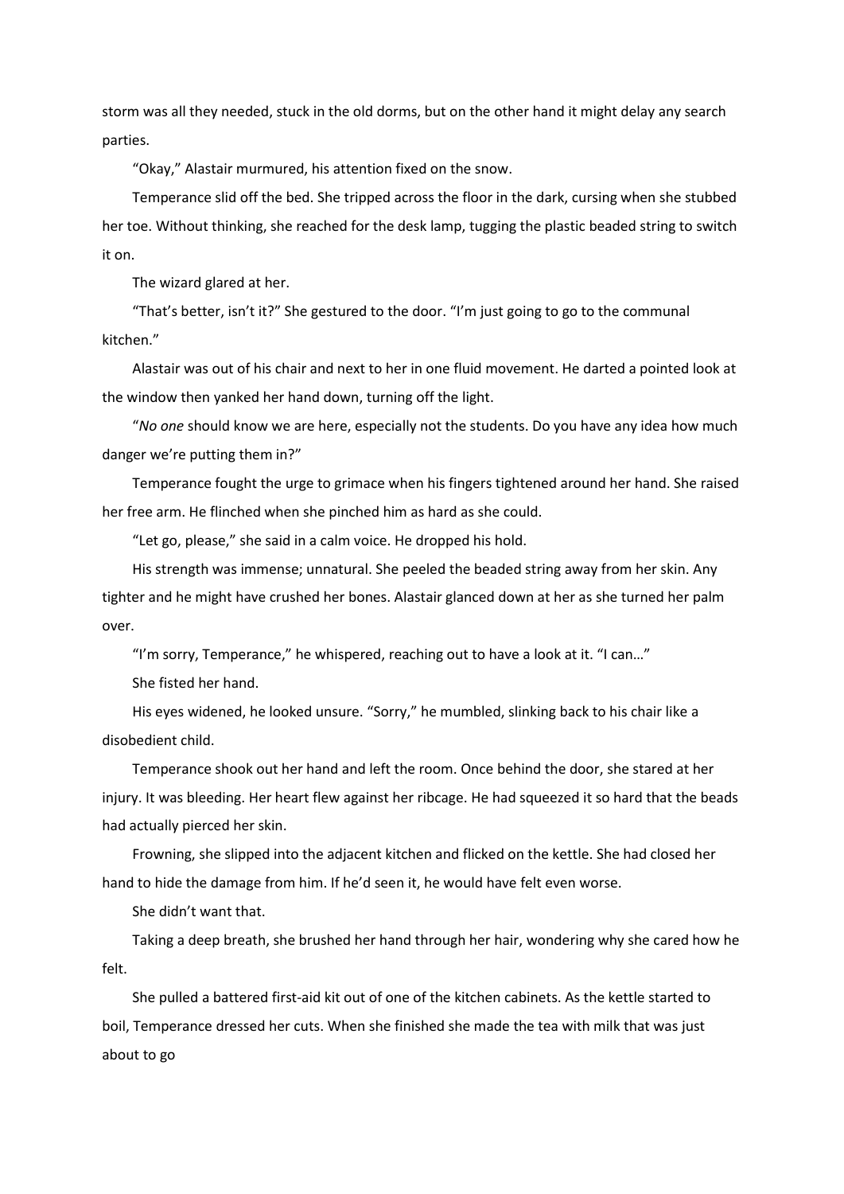storm was all they needed, stuck in the old dorms, but on the other hand it might delay any search parties.

"Okay," Alastair murmured, his attention fixed on the snow.

Temperance slid off the bed. She tripped across the floor in the dark, cursing when she stubbed her toe. Without thinking, she reached for the desk lamp, tugging the plastic beaded string to switch it on.

The wizard glared at her.

"That's better, isn't it?" She gestured to the door. "I'm just going to go to the communal kitchen."

Alastair was out of his chair and next to her in one fluid movement. He darted a pointed look at the window then yanked her hand down, turning off the light.

"*No one* should know we are here, especially not the students. Do you have any idea how much danger we're putting them in?"

Temperance fought the urge to grimace when his fingers tightened around her hand. She raised her free arm. He flinched when she pinched him as hard as she could.

"Let go, please," she said in a calm voice. He dropped his hold.

His strength was immense; unnatural. She peeled the beaded string away from her skin. Any tighter and he might have crushed her bones. Alastair glanced down at her as she turned her palm over.

"I'm sorry, Temperance," he whispered, reaching out to have a look at it. "I can…"

She fisted her hand.

His eyes widened, he looked unsure. "Sorry," he mumbled, slinking back to his chair like a disobedient child.

Temperance shook out her hand and left the room. Once behind the door, she stared at her injury. It was bleeding. Her heart flew against her ribcage. He had squeezed it so hard that the beads had actually pierced her skin.

Frowning, she slipped into the adjacent kitchen and flicked on the kettle. She had closed her hand to hide the damage from him. If he'd seen it, he would have felt even worse.

She didn't want that.

Taking a deep breath, she brushed her hand through her hair, wondering why she cared how he felt.

She pulled a battered first-aid kit out of one of the kitchen cabinets. As the kettle started to boil, Temperance dressed her cuts. When she finished she made the tea with milk that was just about to go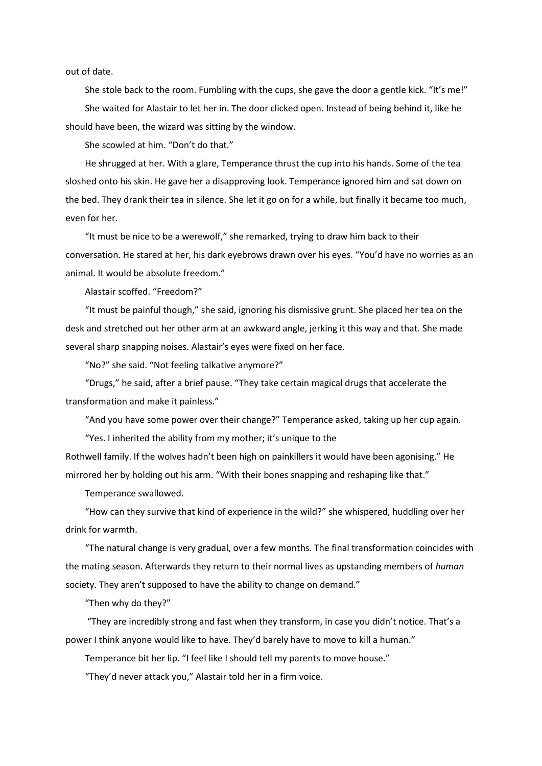out of date.

She stole back to the room. Fumbling with the cups, she gave the door a gentle kick. “It’s me!”

She waited for Alastair to let her in. The door clicked open. Instead of being behind it, like he should have been, the wizard was sitting by the window.

She scowled at him. “Don’t do that.”

He shrugged at her. With a glare, Temperance thrust the cup into his hands. Some of the tea sloshed onto his skin. He gave her a disapproving look. Temperance ignored him and sat down on the bed. They drank their tea in silence. She let it go on for a while, but finally it became too much, even for her.

“It must be nice to be a werewolf,” she remarked, trying to draw him back to their conversation. He stared at her, his dark eyebrows drawn over his eyes. “You’d have no worries as an animal. It would be absolute freedom.”

Alastair scoffed. “Freedom?”

“It must be painful though,” she said, ignoring his dismissive grunt. She placed her tea on the desk and stretched out her other arm at an awkward angle, jerking it this way and that. She made several sharp snapping noises. Alastair’s eyes were fixed on her face.

“No?” she said. “Not feeling talkative anymore?”

“Drugs,” he said, after a brief pause. “They take certain magical drugs that accelerate the transformation and make it painless.”

“And you have some power over their change?” Temperance asked, taking up her cup again.

“Yes. I inherited the ability from my mother; it’s unique to the Rothwell family. If the wolves hadn’t been high on painkillers it would have been agonising.” He mirrored her by holding out his arm. “With their bones snapping and reshaping like that.”

Temperance swallowed.

“How can they survive that kind of experience in the wild?” she whispered, huddling over her drink for warmth.

“The natural change is very gradual, over a few months. The final transformation coincides with the mating season. Afterwards they return to their normal lives as upstanding members of *human* society. They aren’t supposed to have the ability to change on demand.”

“Then why do they?”

“They are incredibly strong and fast when they transform, in case you didn’t notice. That’s a power I think anyone would like to have. They’d barely have to move to kill a human.”

Temperance bit her lip. “I feel like I should tell my parents to move house.”

“They’d never attack you,” Alastair told her in a firm voice.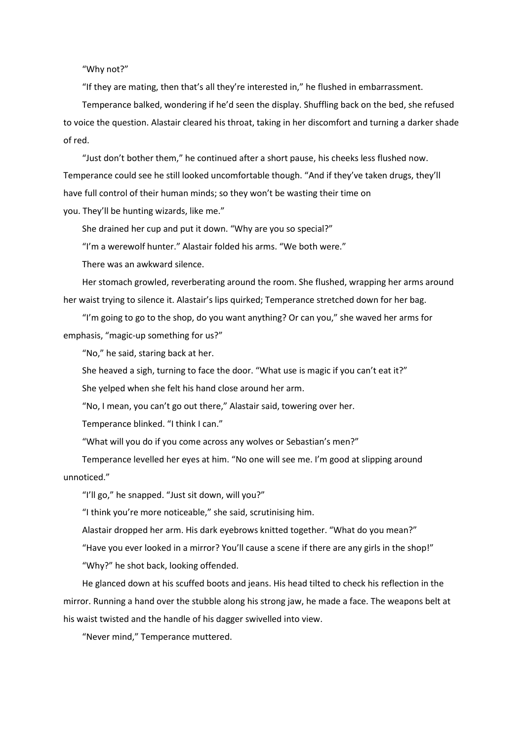"Why not?"

"If they are mating, then that's all they're interested in," he flushed in embarrassment.

Temperance balked, wondering if he'd seen the display. Shuffling back on the bed, she refused to voice the question. Alastair cleared his throat, taking in her discomfort and turning a darker shade of red.

"Just don't bother them," he continued after a short pause, his cheeks less flushed now. Temperance could see he still looked uncomfortable though. "And if they've taken drugs, they'll have full control of their human minds; so they won't be wasting their time on you. They'll be hunting wizards, like me."

She drained her cup and put it down. "Why are you so special?"

"I'm a werewolf hunter." Alastair folded his arms. "We both were."

There was an awkward silence.

Her stomach growled, reverberating around the room. She flushed, wrapping her arms around her waist trying to silence it. Alastair's lips quirked; Temperance stretched down for her bag.

"I'm going to go to the shop, do you want anything? Or can you," she waved her arms for emphasis, "magic-up something for us?"

"No," he said, staring back at her.

She heaved a sigh, turning to face the door. "What use is magic if you can't eat it?"

She yelped when she felt his hand close around her arm.

"No, I mean, you can't go out there," Alastair said, towering over her.

Temperance blinked. "I think I can."

"What will you do if you come across any wolves or Sebastian's men?"

Temperance levelled her eyes at him. "No one will see me. I'm good at slipping around unnoticed."

"I'll go," he snapped. "Just sit down, will you?"

"I think you're more noticeable," she said, scrutinising him.

Alastair dropped her arm. His dark eyebrows knitted together. "What do you mean?"

"Have you ever looked in a mirror? You'll cause a scene if there are any girls in the shop!"

"Why?" he shot back, looking offended.

He glanced down at his scuffed boots and jeans. His head tilted to check his reflection in the mirror. Running a hand over the stubble along his strong jaw, he made a face. The weapons belt at his waist twisted and the handle of his dagger swivelled into view.

"Never mind," Temperance muttered.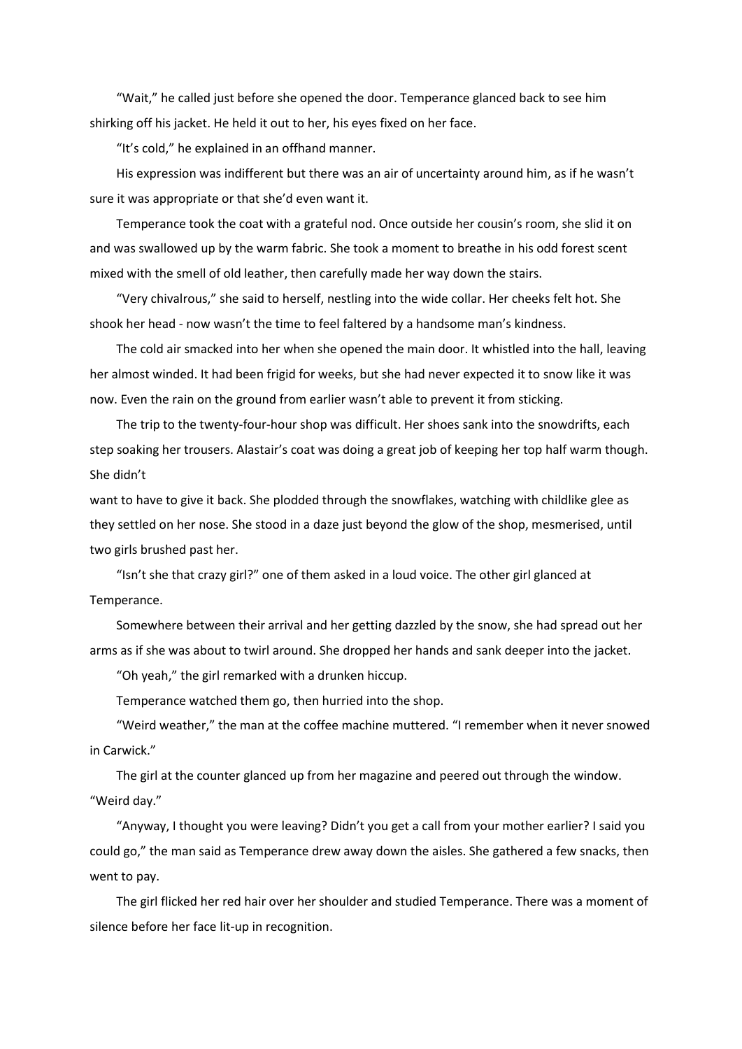"Wait," he called just before she opened the door. Temperance glanced back to see him shirking off his jacket. He held it out to her, his eyes fixed on her face.

"It's cold," he explained in an offhand manner.

His expression was indifferent but there was an air of uncertainty around him, as if he wasn't sure it was appropriate or that she'd even want it.

Temperance took the coat with a grateful nod. Once outside her cousin's room, she slid it on and was swallowed up by the warm fabric. She took a moment to breathe in his odd forest scent mixed with the smell of old leather, then carefully made her way down the stairs.

"Very chivalrous," she said to herself, nestling into the wide collar. Her cheeks felt hot. She shook her head - now wasn't the time to feel faltered by a handsome man's kindness.

The cold air smacked into her when she opened the main door. It whistled into the hall, leaving her almost winded. It had been frigid for weeks, but she had never expected it to snow like it was now. Even the rain on the ground from earlier wasn't able to prevent it from sticking.

The trip to the twenty-four-hour shop was difficult. Her shoes sank into the snowdrifts, each step soaking her trousers. Alastair's coat was doing a great job of keeping her top half warm though. She didn't want to have to give it back. She plodded through the snowflakes, watching with childlike glee as they settled on her nose. She stood in a daze just beyond the glow of the shop, mesmerised, until two girls brushed past her.

"Isn't she that crazy girl?" one of them asked in a loud voice. The other girl glanced at Temperance.

Somewhere between their arrival and her getting dazzled by the snow, she had spread out her arms as if she was about to twirl around. She dropped her hands and sank deeper into the jacket.

"Oh yeah," the girl remarked with a drunken hiccup.

Temperance watched them go, then hurried into the shop.

"Weird weather," the man at the coffee machine muttered. "I remember when it never snowed in Carwick."

The girl at the counter glanced up from her magazine and peered out through the window. "Weird day."

"Anyway, I thought you were leaving? Didn't you get a call from your mother earlier? I said you could go," the man said as Temperance drew away down the aisles. She gathered a few snacks, then went to pay.

The girl flicked her red hair over her shoulder and studied Temperance. There was a moment of silence before her face lit-up in recognition.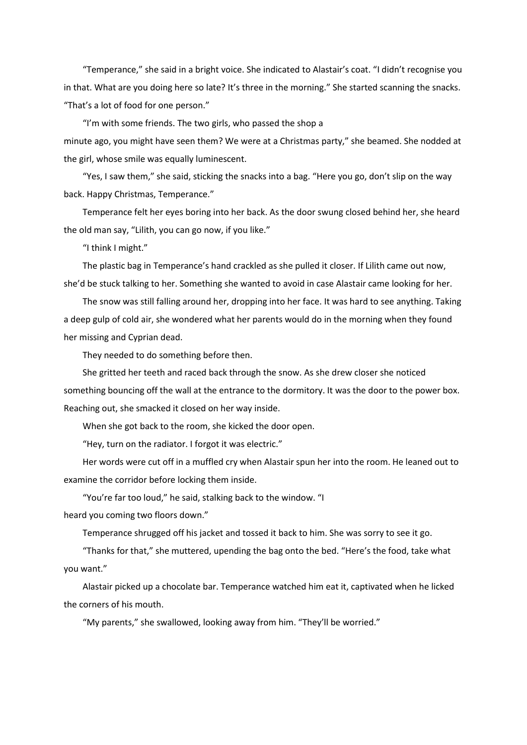"Temperance," she said in a bright voice. She indicated to Alastair's coat. "I didn't recognise you in that. What are you doing here so late? It's three in the morning." She started scanning the snacks. "That's a lot of food for one person."

"I'm with some friends. The two girls, who passed the shop a minute ago, you might have seen them? We were at a Christmas party," she beamed. She nodded at the girl, whose smile was equally luminescent.

"Yes, I saw them," she said, sticking the snacks into a bag. "Here you go, don't slip on the way back. Happy Christmas, Temperance."

Temperance felt her eyes boring into her back. As the door swung closed behind her, she heard the old man say, "Lilith, you can go now, if you like."

"I think I might."

The plastic bag in Temperance's hand crackled as she pulled it closer. If Lilith came out now, she'd be stuck talking to her. Something she wanted to avoid in case Alastair came looking for her.

The snow was still falling around her, dropping into her face. It was hard to see anything. Taking a deep gulp of cold air, she wondered what her parents would do in the morning when they found her missing and Cyprian dead.

They needed to do something before then.

She gritted her teeth and raced back through the snow. As she drew closer she noticed something bouncing off the wall at the entrance to the dormitory. It was the door to the power box. Reaching out, she smacked it closed on her way inside.

When she got back to the room, she kicked the door open.

"Hey, turn on the radiator. I forgot it was electric."

Her words were cut off in a muffled cry when Alastair spun her into the room. He leaned out to examine the corridor before locking them inside.

"You're far too loud," he said, stalking back to the window. "I heard you coming two floors down."

Temperance shrugged off his jacket and tossed it back to him. She was sorry to see it go.

"Thanks for that," she muttered, upending the bag onto the bed. "Here's the food, take what you want."

Alastair picked up a chocolate bar. Temperance watched him eat it, captivated when he licked the corners of his mouth.

"My parents," she swallowed, looking away from him. "They'll be worried."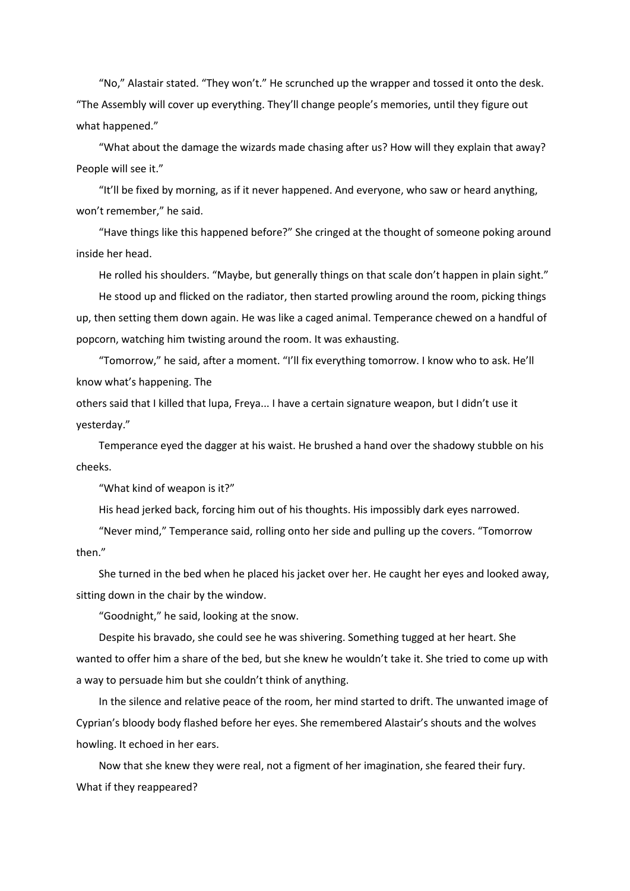"No," Alastair stated. "They won't." He scrunched up the wrapper and tossed it onto the desk. "The Assembly will cover up everything. They'll change people's memories, until they figure out what happened."

"What about the damage the wizards made chasing after us? How will they explain that away? People will see it."

"It'll be fixed by morning, as if it never happened. And everyone, who saw or heard anything, won't remember," he said.

"Have things like this happened before?" She cringed at the thought of someone poking around inside her head.

He rolled his shoulders. "Maybe, but generally things on that scale don't happen in plain sight."

He stood up and flicked on the radiator, then started prowling around the room, picking things up, then setting them down again. He was like a caged animal. Temperance chewed on a handful of popcorn, watching him twisting around the room. It was exhausting.

"Tomorrow," he said, after a moment. "I'll fix everything tomorrow. I know who to ask. He'll know what's happening. The others said that I killed that lupa, Freya... I have a certain signature weapon, but I didn't use it yesterday."

Temperance eyed the dagger at his waist. He brushed a hand over the shadowy stubble on his cheeks.

"What kind of weapon is it?"

His head jerked back, forcing him out of his thoughts. His impossibly dark eyes narrowed.

"Never mind," Temperance said, rolling onto her side and pulling up the covers. "Tomorrow then."

She turned in the bed when he placed his jacket over her. He caught her eyes and looked away, sitting down in the chair by the window.

"Goodnight," he said, looking at the snow.

Despite his bravado, she could see he was shivering. Something tugged at her heart. She wanted to offer him a share of the bed, but she knew he wouldn't take it. She tried to come up with a way to persuade him but she couldn't think of anything.

In the silence and relative peace of the room, her mind started to drift. The unwanted image of Cyprian's bloody body flashed before her eyes. She remembered Alastair's shouts and the wolves howling. It echoed in her ears.

Now that she knew they were real, not a figment of her imagination, she feared their fury. What if they reappeared?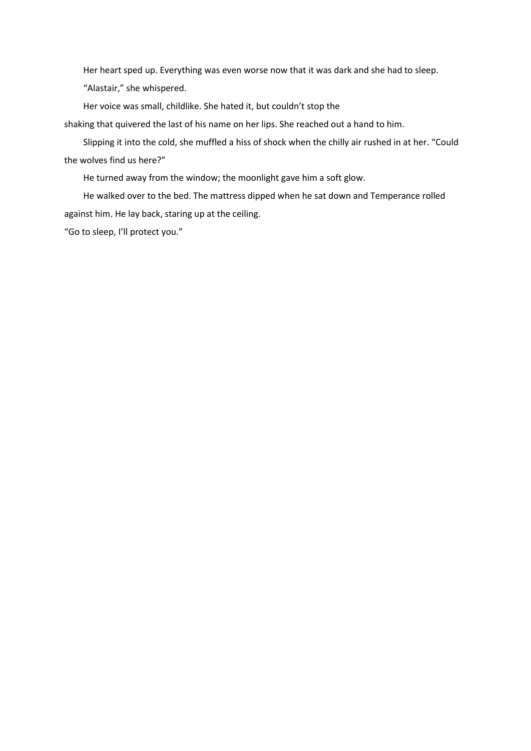Her heart sped up. Everything was even worse now that it was dark and she had to sleep.

"Alastair," she whispered.

Her voice was small, childlike. She hated it, but couldn't stop the shaking that quivered the last of his name on her lips. She reached out a hand to him.

Slipping it into the cold, she muffled a hiss of shock when the chilly air rushed in at her. "Could the wolves find us here?"

He turned away from the window; the moonlight gave him a soft glow.

He walked over to the bed. The mattress dipped when he sat down and Temperance rolled against him. He lay back, staring up at the ceiling.

"Go to sleep, I'll protect you."